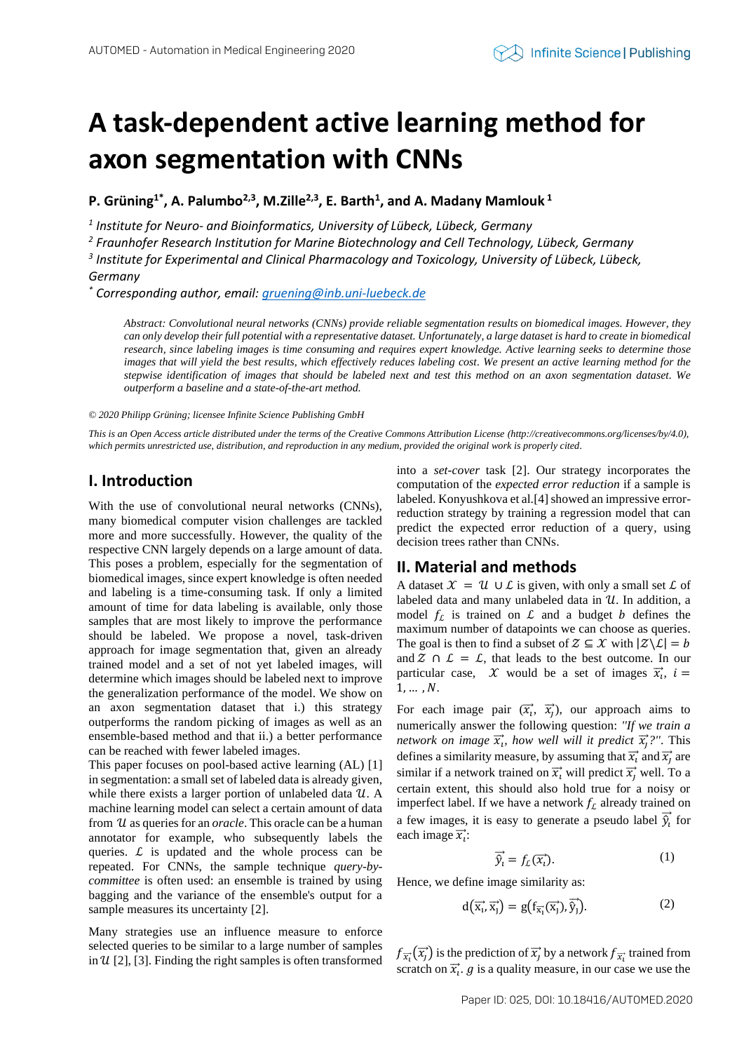# A task-dependent active learning method for axon segmentation with CNNs

**P. Grüning[1*], A. Palumbo[2,3], M.Zille[2,3], E. Barth[1], and A. Madany Mamlouk [1]**

*[1] Institute for Neuro- and Bioinformatics, University of Lübeck, Lübeck, Germany*

*[2] Fraunhofer Research Institution for Marine Biotechnology and Cell Technology, Lübeck, Germany*

*[3] Institute for Experimental and Clinical Pharmacology and Toxicology, University of Lübeck, Lübeck, Germany*

*[*] Corresponding author, email: gruening@inb.uni-luebeck.de*

*Abstract: Convolutional neural networks (CNNs) provide reliable segmentation results on biomedical images. However, they can only develop their full potential with a representative dataset. Unfortunately, a large dataset is hard to create in biomedical research, since labeling images is time consuming and requires expert knowledge. Active learning seeks to determine those images that will yield the best results, which effectively reduces labeling cost. We present an active learning method for the stepwise identification of images that should be labeled next and test this method on an axon segmentation dataset. We outperform a baseline and a state-of-the-art method.*

*© 2020 Philipp Grüning; licensee Infinite Science Publishing GmbH*

*This is an Open Access article distributed under the terms of the Creative Commons Attribution License (http://creativecommons.org/licenses/by/4.0), which permits unrestricted use, distribution, and reproduction in any medium, provided the original work is properly cited.*

## I. Introduction

With the use of convolutional neural networks (CNNs), many biomedical computer vision challenges are tackled more and more successfully. However, the quality of the respective CNN largely depends on a large amount of data. This poses a problem, especially for the segmentation of biomedical images, since expert knowledge is often needed and labeling is a time-consuming task. If only a limited amount of time for data labeling is available, only those samples that are most likely to improve the performance should be labeled. We propose a novel, task-driven approach for image segmentation that, given an already trained model and a set of not yet labeled images, will determine which images should be labeled next to improve the generalization performance of the model. We show on an axon segmentation dataset that i.) this strategy outperforms the random picking of images as well as an ensemble-based method and that ii.) a better performance can be reached with fewer labeled images.

This paper focuses on pool-based active learning (AL) [1] in segmentation: a small set of labeled data is already given, while there exists a larger portion of unlabeled data $\mathcal{U}$. A machine learning model can select a certain amount of data from $\mathcal{U}$ as queries for an *oracle*. This oracle can be a human annotator for example, who subsequently labels the queries. $\mathcal{L}$ is updated and the whole process can be repeated. For CNNs, the sample technique *query-by-committee* is often used: an ensemble is trained by using bagging and the variance of the ensemble's output for a sample measures its uncertainty [2].

Many strategies use an influence measure to enforce selected queries to be similar to a large number of samples in $\mathcal{U}$ [2], [3]. Finding the right samples is often transformed into a *set-cover* task [2]. Our strategy incorporates the computation of the *expected error reduction* if a sample is labeled. Konyushkova et al.[4] showed an impressive error-reduction strategy by training a regression model that can predict the expected error reduction of a query, using decision trees rather than CNNs.

## II. Material and methods

A dataset $\mathcal{X} = \mathcal{U} \cup \mathcal{L}$ is given, with only a small set $\mathcal{L}$ of labeled data and many unlabeled data in $\mathcal{U}$. In addition, a model $f_{\mathcal{L}}$ is trained on $\mathcal{L}$ and a budget $b$ defines the maximum number of datapoints we can choose as queries. The goal is then to find a subset of $\mathcal{Z} \subseteq \mathcal{X}$ with $|\mathcal{Z} \backslash \mathcal{L}| = b$ and $\mathcal{Z} \cap \mathcal{L} = \mathcal{L}$, that leads to the best outcome. In our particular case, $\mathcal{X}$ would be a set of images $\vec{x_i}$, $i = 1, \ldots, N$.

For each image pair $(\vec{x_i}, \vec{x_j})$, our approach aims to numerically answer the following question: *"If we train a network on image $\vec{x_i}$, how well will it predict $\vec{x_j}$?"*. This defines a similarity measure, by assuming that $\vec{x_i}$ and $\vec{x_j}$ are similar if a network trained on $\vec{x_i}$ will predict $\vec{x_j}$ well. To a certain extent, this should also hold true for a noisy or imperfect label. If we have a network $f_{\mathcal{L}}$ already trained on a few images, it is easy to generate a pseudo label $\vec{\hat{y}_i}$ for each image $\vec{x_i}$:

$$\vec{\hat{y}_i} = f_{\mathcal{L}}(\vec{x_i}). \tag{1}$$

Hence, we define image similarity as:

$$\mathrm{d}(\vec{x_i}, \vec{x_j}) = \mathrm{g}(\mathrm{f}_{\vec{x_i}}(\vec{x_j}), \vec{\hat{y}_j}). \tag{2}$$

$f_{\vec{x_i}}(\vec{x_j})$ is the prediction of $\vec{x_j}$ by a network $f_{\vec{x_i}}$ trained from scratch on $\vec{x_i}$. $g$ is a quality measure, in our case we use the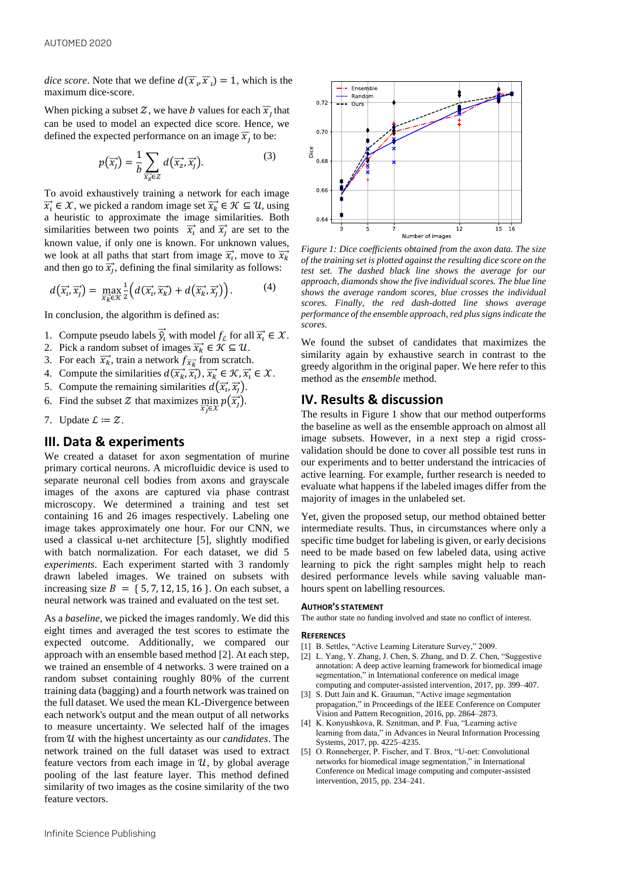*dice score*. Note that we define $d(\vec{x_i}, \vec{x_i}) = 1$, which is the maximum dice-score.

When picking a subset $\mathcal{Z}$, we have $b$ values for each $\vec{x_j}$ that can be used to model an expected dice score. Hence, we defined the expected performance on an image $\vec{x_j}$ to be:

$$p(\vec{x_j}) = \frac{1}{b} \sum_{\vec{x_z} \in \mathcal{Z}} d(\vec{x_z}, \vec{x_j}). \tag{3}$$

To avoid exhaustively training a network for each image $\vec{x_i} \in \mathcal{X}$, we picked a random image set $\vec{x_k} \in \mathcal{K} \subseteq \mathcal{U}$, using a heuristic to approximate the image similarities. Both similarities between two points $\vec{x_i}$ and $\vec{x_j}$ are set to the known value, if only one is known. For unknown values, we look at all paths that start from image $\vec{x_i}$, move to $\vec{x_k}$ and then go to $\vec{x_j}$, defining the final similarity as follows:

$$d(\vec{x_i}, \vec{x_j}) = \max_{\vec{x_k} \in \mathcal{K}} \frac{1}{2}\left(d(\vec{x_i}, \vec{x_k}) + d(\vec{x_k}, \vec{x_j})\right). \tag{4}$$

In conclusion, the algorithm is defined as:

1. Compute pseudo labels $\vec{\hat{y}_i}$ with model $f_{\mathcal{L}}$ for all $\vec{x_i} \in \mathcal{X}$.
2. Pick a random subset of images $\vec{x_k} \in \mathcal{K} \subseteq \mathcal{U}$.
3. For each $\vec{x_k}$, train a network $f_{\vec{x_k}}$ from scratch.
4. Compute the similarities $d(\vec{x_k}, \vec{x_i})$, $\vec{x_k} \in \mathcal{K}, \vec{x_i} \in \mathcal{X}$.
5. Compute the remaining similarities $d(\vec{x_i}, \vec{x_j})$.
6. Find the subset $\mathcal{Z}$ that maximizes $\min_{\vec{x_j} \in \mathcal{X}} p(\vec{x_j})$.
7. Update $\mathcal{L} := \mathcal{Z}$.

## III. Data & experiments

We created a dataset for axon segmentation of murine primary cortical neurons. A microfluidic device is used to separate neuronal cell bodies from axons and grayscale images of the axons are captured via phase contrast microscopy. We determined a training and test set containing 16 and 26 images respectively. Labeling one image takes approximately one hour. For our CNN, we used a classical u-net architecture [5], slightly modified with batch normalization. For each dataset, we did 5 *experiments*. Each experiment started with 3 randomly drawn labeled images. We trained on subsets with increasing size $B = \{5, 7, 12, 15, 16\}$. On each subset, a neural network was trained and evaluated on the test set.

As a *baseline*, we picked the images randomly. We did this eight times and averaged the test scores to estimate the expected outcome. Additionally, we compared our approach with an ensemble based method [2]. At each step, we trained an ensemble of 4 networks. 3 were trained on a random subset containing roughly 80% of the current training data (bagging) and a fourth network was trained on the full dataset. We used the mean KL-Divergence between each network's output and the mean output of all networks to measure uncertainty. We selected half of the images from $\mathcal{U}$ with the highest uncertainty as our *candidates*. The network trained on the full dataset was used to extract feature vectors from each image in $\mathcal{U}$, by global average pooling of the last feature layer. This method defined similarity of two images as the cosine similarity of the two feature vectors.

Ensemble
Random
Ours
Dice
Number of images
0.64
0.66
0.68
0.70
0.72
3
5
7
12
15
16

*Figure 1: Dice coefficients obtained from the axon data. The size of the training set is plotted against the resulting dice score on the test set. The dashed black line shows the average for our approach, diamonds show the five individual scores. The blue line shows the average random scores, blue crosses the individual scores. Finally, the red dash-dotted line shows average performance of the ensemble approach, red plus signs indicate the scores.*

We found the subset of candidates that maximizes the similarity again by exhaustive search in contrast to the greedy algorithm in the original paper. We here refer to this method as the *ensemble* method.

## IV. Results & discussion

The results in Figure 1 show that our method outperforms the baseline as well as the ensemble approach on almost all image subsets. However, in a next step a rigid cross-validation should be done to cover all possible test runs in our experiments and to better understand the intricacies of active learning. For example, further research is needed to evaluate what happens if the labeled images differ from the majority of images in the unlabeled set.

Yet, given the proposed setup, our method obtained better intermediate results. Thus, in circumstances where only a specific time budget for labeling is given, or early decisions need to be made based on few labeled data, using active learning to pick the right samples might help to reach desired performance levels while saving valuable man-hours spent on labelling resources.

#### AUTHOR'S STATEMENT

The author state no funding involved and state no conflict of interest.

#### REFERENCES

[1] B. Settles, "Active Learning Literature Survey," 2009.
[2] L. Yang, Y. Zhang, J. Chen, S. Zhang, and D. Z. Chen, "Suggestive annotation: A deep active learning framework for biomedical image segmentation," in International conference on medical image computing and computer-assisted intervention, 2017, pp. 399–407.
[3] S. Dutt Jain and K. Grauman, "Active image segmentation propagation," in Proceedings of the IEEE Conference on Computer Vision and Pattern Recognition, 2016, pp. 2864–2873.
[4] K. Konyushkova, R. Sznitman, and P. Fua, "Learning active learning from data," in Advances in Neural Information Processing Systems, 2017, pp. 4225–4235.
[5] O. Ronneberger, P. Fischer, and T. Brox, "U-net: Convolutional networks for biomedical image segmentation," in International Conference on Medical image computing and computer-assisted intervention, 2015, pp. 234–241.